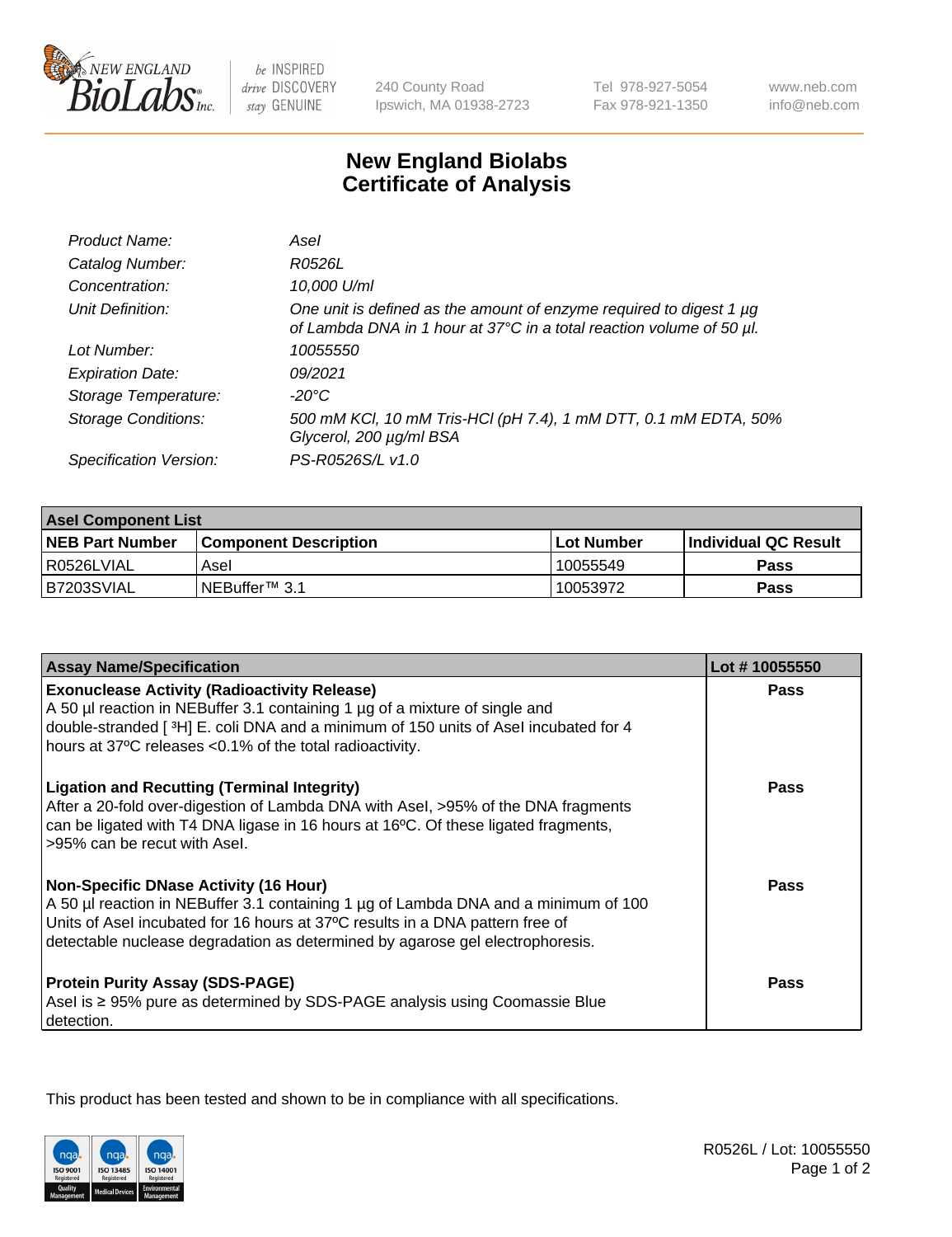# New England Biolabs Certificate of Analysis

| | |
|---|---|
| *Product Name:* | *AseI* |
| *Catalog Number:* | *R0526L* |
| *Concentration:* | *10,000 U/ml* |
| *Unit Definition:* | *One unit is defined as the amount of enzyme required to digest 1 µg of Lambda DNA in 1 hour at 37°C in a total reaction volume of 50 µl.* |
| *Lot Number:* | *10055550* |
| *Expiration Date:* | *09/2021* |
| *Storage Temperature:* | *-20°C* |
| *Storage Conditions:* | *500 mM KCl, 10 mM Tris-HCl (pH 7.4), 1 mM DTT, 0.1 mM EDTA, 50% Glycerol, 200 µg/ml BSA* |
| *Specification Version:* | *PS-R0526S/L v1.0* |

| **AseI Component List** | | | |
|---|---|---|---|
| **NEB Part Number** | **Component Description** | **Lot Number** | **Individual QC Result** |
| R0526LVIAL | AseI | 10055549 | **Pass** |
| B7203SVIAL | NEBuffer™ 3.1 | 10053972 | **Pass** |

| **Assay Name/Specification** | **Lot # 10055550** |
|---|---|
| **Exonuclease Activity (Radioactivity Release)** A 50 µl reaction in NEBuffer 3.1 containing 1 µg of a mixture of single and double-stranded [ $^3$H] E. coli DNA and a minimum of 150 units of AseI incubated for 4 hours at 37ºC releases <0.1% of the total radioactivity. | **Pass** |
| **Ligation and Recutting (Terminal Integrity)** After a 20-fold over-digestion of Lambda DNA with AseI, >95% of the DNA fragments can be ligated with T4 DNA ligase in 16 hours at 16ºC. Of these ligated fragments, >95% can be recut with AseI. | **Pass** |
| **Non-Specific DNase Activity (16 Hour)** A 50 µl reaction in NEBuffer 3.1 containing 1 µg of Lambda DNA and a minimum of 100 Units of AseI incubated for 16 hours at 37ºC results in a DNA pattern free of detectable nuclease degradation as determined by agarose gel electrophoresis. | **Pass** |
| **Protein Purity Assay (SDS-PAGE)** AseI is ≥ 95% pure as determined by SDS-PAGE analysis using Coomassie Blue detection. | **Pass** |

This product has been tested and shown to be in compliance with all specifications.

R0526L / Lot: 10055550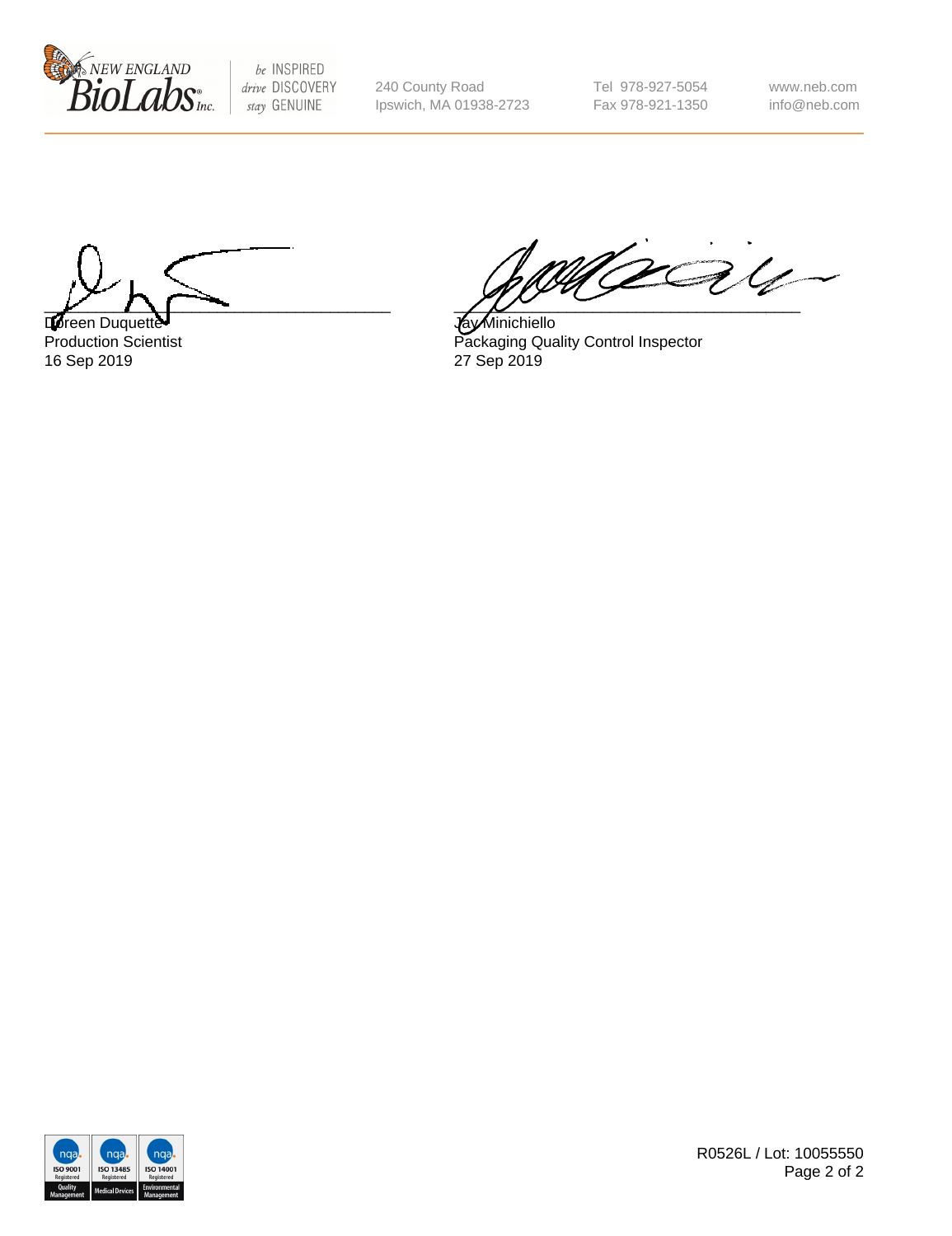Doreen Duquette
Production Scientist
16 Sep 2019

Jay Minichiello
Packaging Quality Control Inspector
27 Sep 2019

R0526L / Lot: 10055550